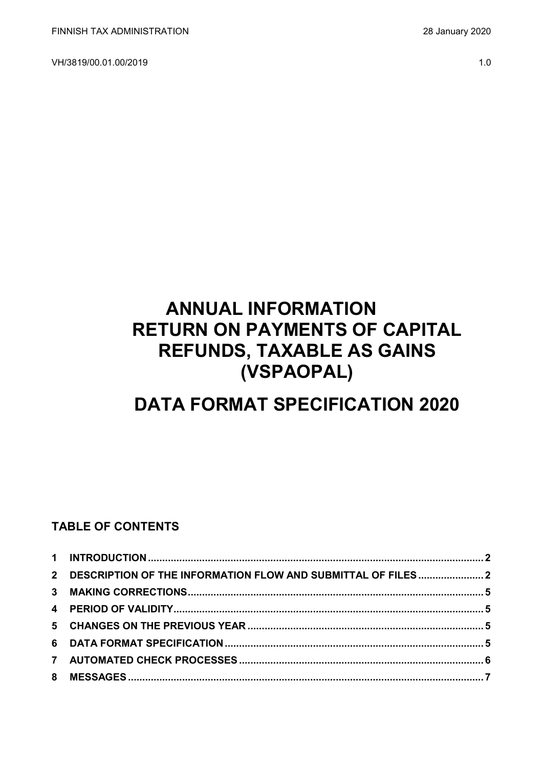FINNISH TAX ADMINISTRATION 28 January 2020

VH/3819/00.01.00/2019 1.0

# ANNUAL INFORMATION RETURN ON PAYMENTS OF CAPITAL REFUNDS, TAXABLE AS GAINS (VSPAOPAL)

# DATA FORMAT SPECIFICATION 2020

## TABLE OF CONTENTS

1 INTRODUCTION ........ 2
2 DESCRIPTION OF THE INFORMATION FLOW AND SUBMITTAL OF FILES ........ 2
3 MAKING CORRECTIONS ........ 5
4 PERIOD OF VALIDITY ........ 5
5 CHANGES ON THE PREVIOUS YEAR ........ 5
6 DATA FORMAT SPECIFICATION ........ 5
7 AUTOMATED CHECK PROCESSES ........ 6
8 MESSAGES ........ 7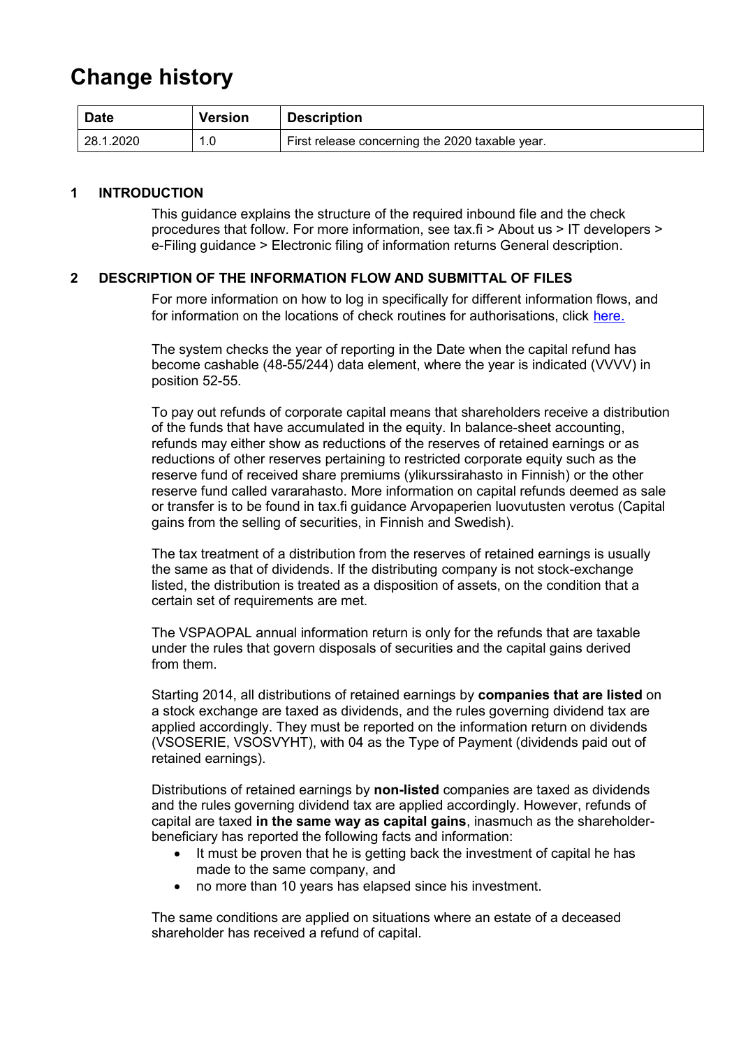# Change history

| Date | Version | Description |
|---|---|---|
| 28.1.2020 | 1.0 | First release concerning the 2020 taxable year. |

## 1 INTRODUCTION

This guidance explains the structure of the required inbound file and the check procedures that follow. For more information, see tax.fi > About us > IT developers > e-Filing guidance > Electronic filing of information returns General description.

## 2 DESCRIPTION OF THE INFORMATION FLOW AND SUBMITTAL OF FILES

For more information on how to log in specifically for different information flows, and for information on the locations of check routines for authorisations, click here.

The system checks the year of reporting in the Date when the capital refund has become cashable (48-55/244) data element, where the year is indicated (VVVV) in position 52-55.

To pay out refunds of corporate capital means that shareholders receive a distribution of the funds that have accumulated in the equity. In balance-sheet accounting, refunds may either show as reductions of the reserves of retained earnings or as reductions of other reserves pertaining to restricted corporate equity such as the reserve fund of received share premiums (ylikurssirahasto in Finnish) or the other reserve fund called vararahasto. More information on capital refunds deemed as sale or transfer is to be found in tax.fi guidance Arvopaperien luovutusten verotus (Capital gains from the selling of securities, in Finnish and Swedish).

The tax treatment of a distribution from the reserves of retained earnings is usually the same as that of dividends. If the distributing company is not stock-exchange listed, the distribution is treated as a disposition of assets, on the condition that a certain set of requirements are met.

The VSPAOPAL annual information return is only for the refunds that are taxable under the rules that govern disposals of securities and the capital gains derived from them.

Starting 2014, all distributions of retained earnings by **companies that are listed** on a stock exchange are taxed as dividends, and the rules governing dividend tax are applied accordingly. They must be reported on the information return on dividends (VSOSERIE, VSOSVYHT), with 04 as the Type of Payment (dividends paid out of retained earnings).

Distributions of retained earnings by **non-listed** companies are taxed as dividends and the rules governing dividend tax are applied accordingly. However, refunds of capital are taxed **in the same way as capital gains**, inasmuch as the shareholder-beneficiary has reported the following facts and information:

- It must be proven that he is getting back the investment of capital he has made to the same company, and
- no more than 10 years has elapsed since his investment.

The same conditions are applied on situations where an estate of a deceased shareholder has received a refund of capital.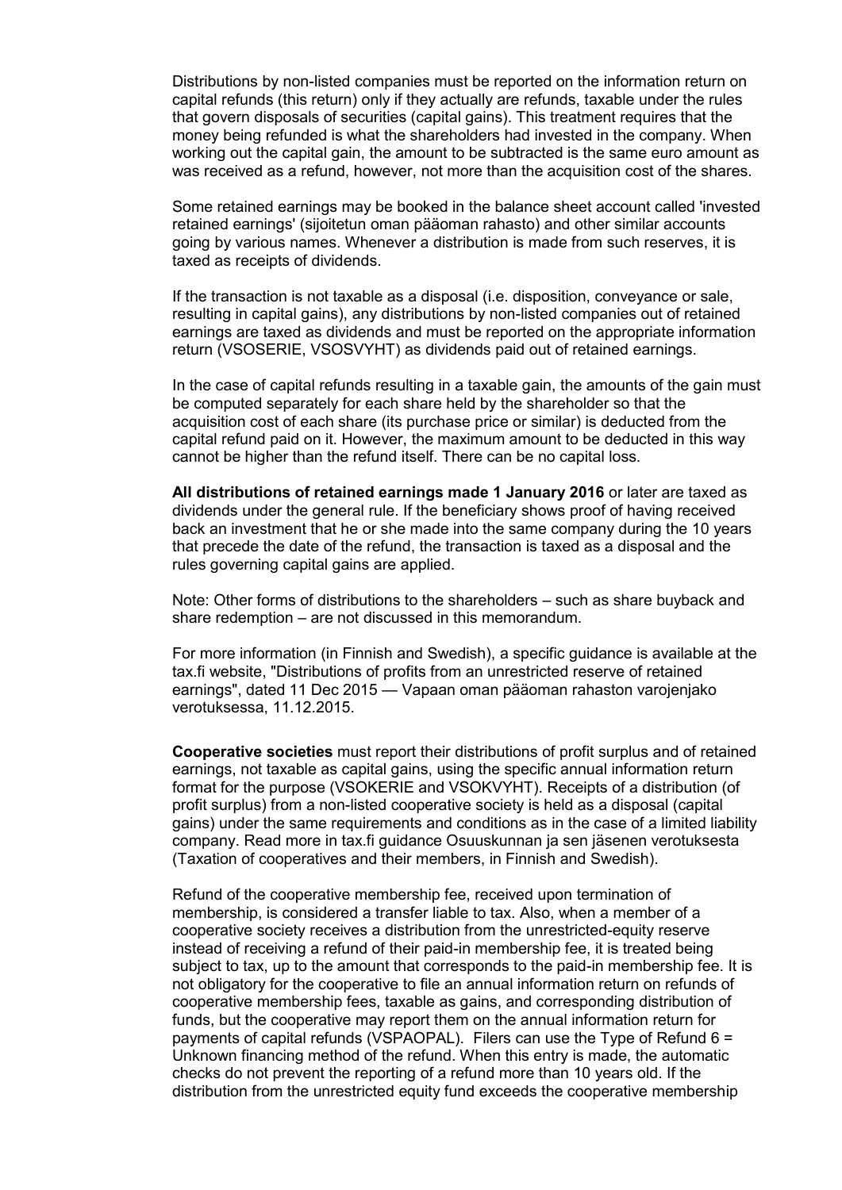Distributions by non-listed companies must be reported on the information return on capital refunds (this return) only if they actually are refunds, taxable under the rules that govern disposals of securities (capital gains). This treatment requires that the money being refunded is what the shareholders had invested in the company. When working out the capital gain, the amount to be subtracted is the same euro amount as was received as a refund, however, not more than the acquisition cost of the shares.

Some retained earnings may be booked in the balance sheet account called 'invested retained earnings' (sijoitetun oman pääoman rahasto) and other similar accounts going by various names. Whenever a distribution is made from such reserves, it is taxed as receipts of dividends.

If the transaction is not taxable as a disposal (i.e. disposition, conveyance or sale, resulting in capital gains), any distributions by non-listed companies out of retained earnings are taxed as dividends and must be reported on the appropriate information return (VSOSERIE, VSOSVYHT) as dividends paid out of retained earnings.

In the case of capital refunds resulting in a taxable gain, the amounts of the gain must be computed separately for each share held by the shareholder so that the acquisition cost of each share (its purchase price or similar) is deducted from the capital refund paid on it. However, the maximum amount to be deducted in this way cannot be higher than the refund itself. There can be no capital loss.

**All distributions of retained earnings made 1 January 2016** or later are taxed as dividends under the general rule. If the beneficiary shows proof of having received back an investment that he or she made into the same company during the 10 years that precede the date of the refund, the transaction is taxed as a disposal and the rules governing capital gains are applied.

Note: Other forms of distributions to the shareholders – such as share buyback and share redemption – are not discussed in this memorandum.

For more information (in Finnish and Swedish), a specific guidance is available at the tax.fi website, "Distributions of profits from an unrestricted reserve of retained earnings", dated 11 Dec 2015 — Vapaan oman pääoman rahaston varojenjako verotuksessa, 11.12.2015.

**Cooperative societies** must report their distributions of profit surplus and of retained earnings, not taxable as capital gains, using the specific annual information return format for the purpose (VSOKERIE and VSOKVYHT). Receipts of a distribution (of profit surplus) from a non-listed cooperative society is held as a disposal (capital gains) under the same requirements and conditions as in the case of a limited liability company. Read more in tax.fi guidance Osuuskunnan ja sen jäsenen verotuksesta (Taxation of cooperatives and their members, in Finnish and Swedish).

Refund of the cooperative membership fee, received upon termination of membership, is considered a transfer liable to tax. Also, when a member of a cooperative society receives a distribution from the unrestricted-equity reserve instead of receiving a refund of their paid-in membership fee, it is treated being subject to tax, up to the amount that corresponds to the paid-in membership fee. It is not obligatory for the cooperative to file an annual information return on refunds of cooperative membership fees, taxable as gains, and corresponding distribution of funds, but the cooperative may report them on the annual information return for payments of capital refunds (VSPAOPAL). Filers can use the Type of Refund 6 = Unknown financing method of the refund. When this entry is made, the automatic checks do not prevent the reporting of a refund more than 10 years old. If the distribution from the unrestricted equity fund exceeds the cooperative membership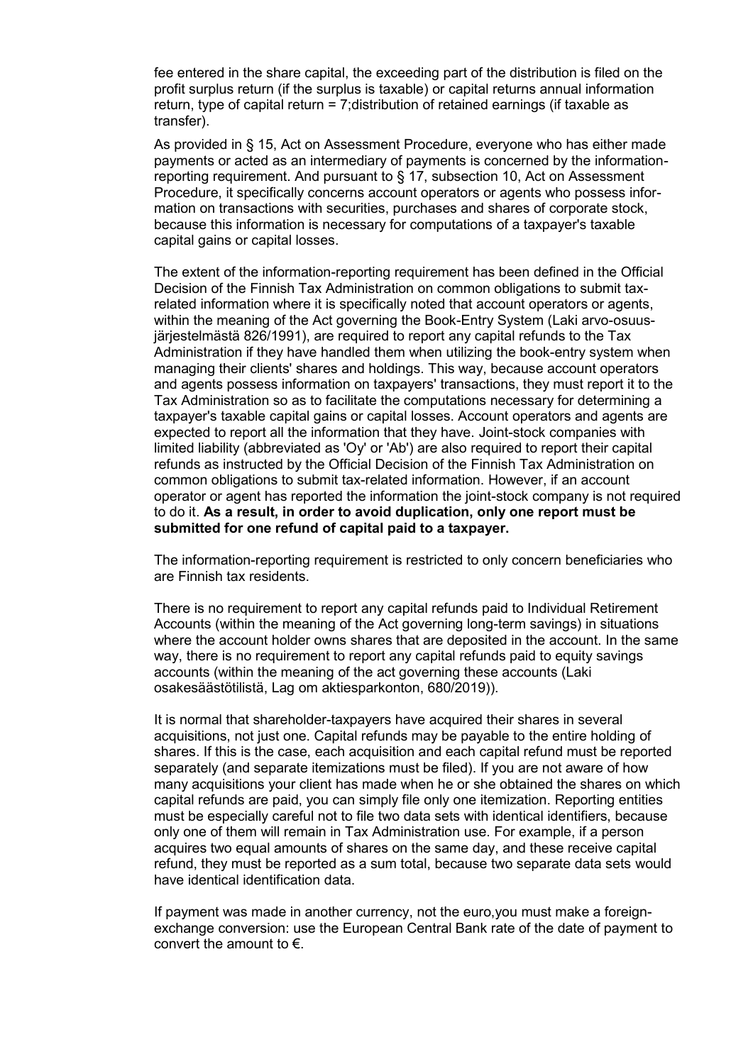fee entered in the share capital, the exceeding part of the distribution is filed on the profit surplus return (if the surplus is taxable) or capital returns annual information return, type of capital return = 7;distribution of retained earnings (if taxable as transfer).

As provided in § 15, Act on Assessment Procedure, everyone who has either made payments or acted as an intermediary of payments is concerned by the information-reporting requirement. And pursuant to § 17, subsection 10, Act on Assessment Procedure, it specifically concerns account operators or agents who possess information on transactions with securities, purchases and shares of corporate stock, because this information is necessary for computations of a taxpayer's taxable capital gains or capital losses.

The extent of the information-reporting requirement has been defined in the Official Decision of the Finnish Tax Administration on common obligations to submit tax-related information where it is specifically noted that account operators or agents, within the meaning of the Act governing the Book-Entry System (Laki arvo-osuusjärjestelmästä 826/1991), are required to report any capital refunds to the Tax Administration if they have handled them when utilizing the book-entry system when managing their clients' shares and holdings. This way, because account operators and agents possess information on taxpayers' transactions, they must report it to the Tax Administration so as to facilitate the computations necessary for determining a taxpayer's taxable capital gains or capital losses. Account operators and agents are expected to report all the information that they have. Joint-stock companies with limited liability (abbreviated as 'Oy' or 'Ab') are also required to report their capital refunds as instructed by the Official Decision of the Finnish Tax Administration on common obligations to submit tax-related information. However, if an account operator or agent has reported the information the joint-stock company is not required to do it. **As a result, in order to avoid duplication, only one report must be submitted for one refund of capital paid to a taxpayer.**

The information-reporting requirement is restricted to only concern beneficiaries who are Finnish tax residents.

There is no requirement to report any capital refunds paid to Individual Retirement Accounts (within the meaning of the Act governing long-term savings) in situations where the account holder owns shares that are deposited in the account. In the same way, there is no requirement to report any capital refunds paid to equity savings accounts (within the meaning of the act governing these accounts (Laki osakesäästötilistä, Lag om aktiesparkonton, 680/2019)).

It is normal that shareholder-taxpayers have acquired their shares in several acquisitions, not just one. Capital refunds may be payable to the entire holding of shares. If this is the case, each acquisition and each capital refund must be reported separately (and separate itemizations must be filed). If you are not aware of how many acquisitions your client has made when he or she obtained the shares on which capital refunds are paid, you can simply file only one itemization. Reporting entities must be especially careful not to file two data sets with identical identifiers, because only one of them will remain in Tax Administration use. For example, if a person acquires two equal amounts of shares on the same day, and these receive capital refund, they must be reported as a sum total, because two separate data sets would have identical identification data.

If payment was made in another currency, not the euro,you must make a foreign-exchange conversion: use the European Central Bank rate of the date of payment to convert the amount to €.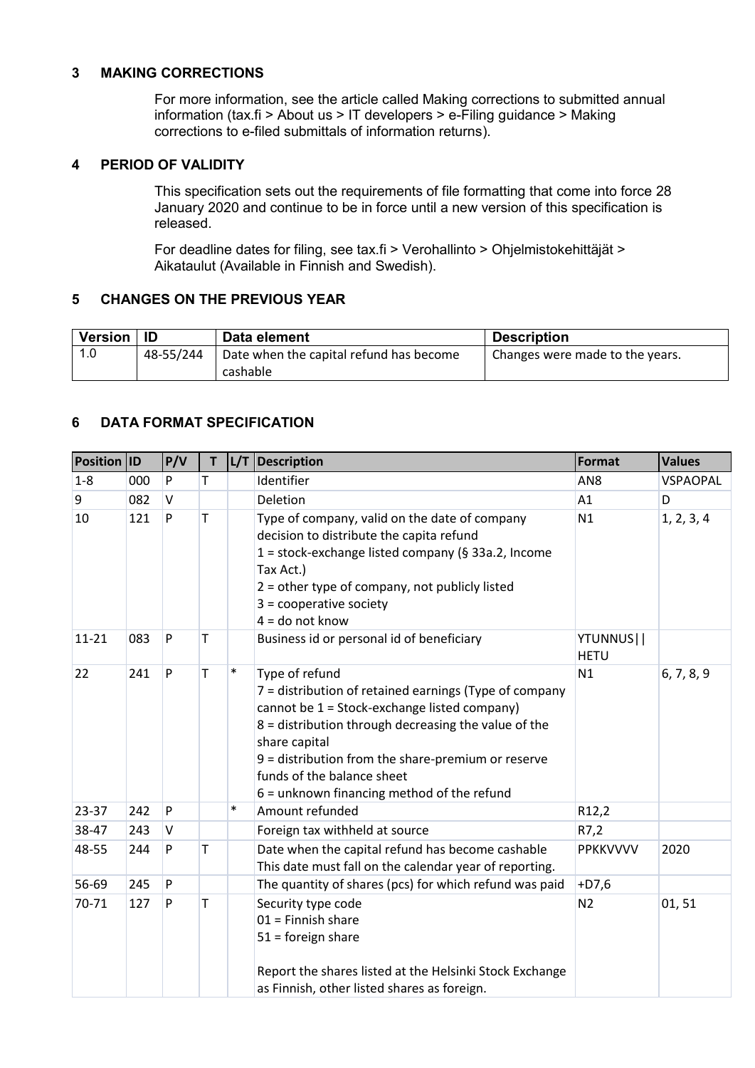## 3 MAKING CORRECTIONS

For more information, see the article called Making corrections to submitted annual information (tax.fi > About us > IT developers > e-Filing guidance > Making corrections to e-filed submittals of information returns).

## 4 PERIOD OF VALIDITY

This specification sets out the requirements of file formatting that come into force 28 January 2020 and continue to be in force until a new version of this specification is released.

For deadline dates for filing, see tax.fi > Verohallinto > Ohjelmistokehittäjät > Aikataulut (Available in Finnish and Swedish).

## 5 CHANGES ON THE PREVIOUS YEAR

| Version | ID | Data element | Description |
|---|---|---|---|
| 1.0 | 48-55/244 | Date when the capital refund has become cashable | Changes were made to the years. |

## 6 DATA FORMAT SPECIFICATION

| Position | ID | P/V | T | L/T | Description | Format | Values |
|---|---|---|---|---|---|---|---|
| 1-8 | 000 | P | T | | Identifier | AN8 | VSPAOPAL |
| 9 | 082 | V | | | Deletion | A1 | D |
| 10 | 121 | P | T | | Type of company, valid on the date of company decision to distribute the capita refund<br>1 = stock-exchange listed company (§ 33a.2, Income Tax Act.)<br>2 = other type of company, not publicly listed<br>3 = cooperative society<br>4 = do not know | N1 | 1, 2, 3, 4 |
| 11-21 | 083 | P | T | | Business id or personal id of beneficiary | YTUNNUS\|\|HETU | |
| 22 | 241 | P | T | * | Type of refund<br>7 = distribution of retained earnings (Type of company cannot be 1 = Stock-exchange listed company)<br>8 = distribution through decreasing the value of the share capital<br>9 = distribution from the share-premium or reserve funds of the balance sheet<br>6 = unknown financing method of the refund | N1 | 6, 7, 8, 9 |
| 23-37 | 242 | P | | * | Amount refunded | R12,2 | |
| 38-47 | 243 | V | | | Foreign tax withheld at source | R7,2 | |
| 48-55 | 244 | P | T | | Date when the capital refund has become cashable<br>This date must fall on the calendar year of reporting. | PPKKVVVV | 2020 |
| 56-69 | 245 | P | | | The quantity of shares (pcs) for which refund was paid | +D7,6 | |
| 70-71 | 127 | P | T | | Security type code<br>01 = Finnish share<br>51 = foreign share<br><br>Report the shares listed at the Helsinki Stock Exchange as Finnish, other listed shares as foreign. | N2 | 01, 51 |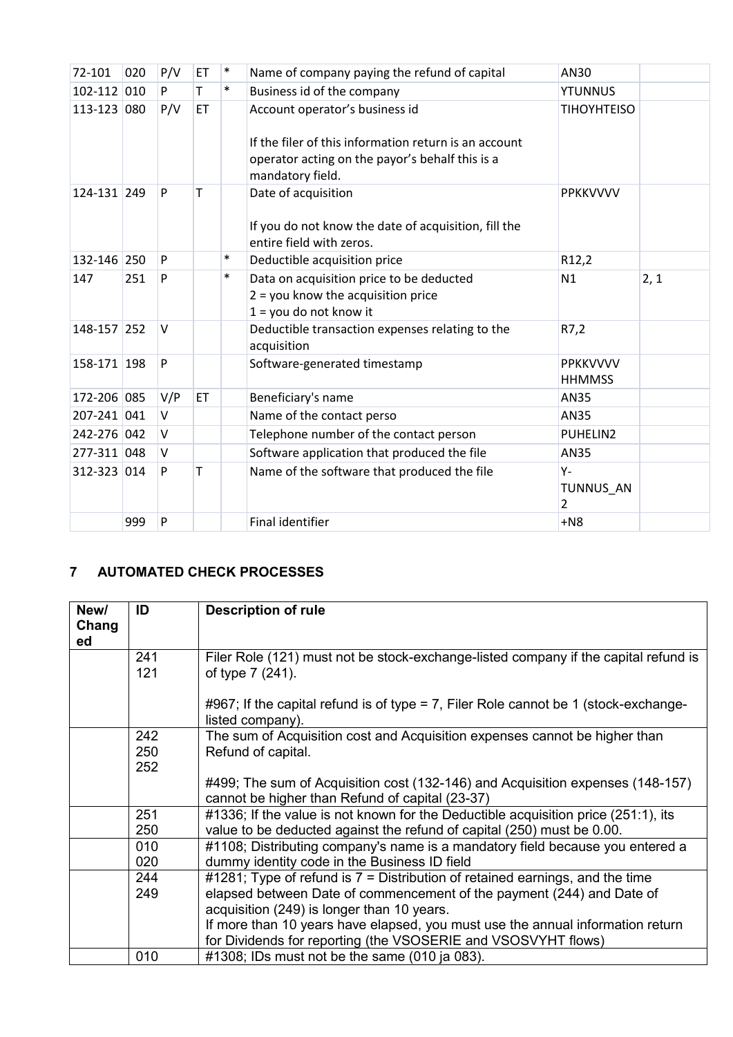| 72-101 | 020 | P/V | ET | * | Name of company paying the refund of capital | AN30 | |
|---|---|---|---|---|---|---|---|
| 102-112 | 010 | P | T | * | Business id of the company | YTUNNUS | |
| 113-123 | 080 | P/V | ET | | Account operator's business id<br><br>If the filer of this information return is an account operator acting on the payor's behalf this is a mandatory field. | TIHOYHTEISO | |
| 124-131 | 249 | P | T | | Date of acquisition<br><br>If you do not know the date of acquisition, fill the entire field with zeros. | PPKKVVVV | |
| 132-146 | 250 | P | | * | Deductible acquisition price | R12,2 | |
| 147 | 251 | P | | * | Data on acquisition price to be deducted<br>2 = you know the acquisition price<br>1 = you do not know it | N1 | 2, 1 |
| 148-157 | 252 | V | | | Deductible transaction expenses relating to the acquisition | R7,2 | |
| 158-171 | 198 | P | | | Software-generated timestamp | PPKKVVVV HHMMSS | |
| 172-206 | 085 | V/P | ET | | Beneficiary's name | AN35 | |
| 207-241 | 041 | V | | | Name of the contact perso | AN35 | |
| 242-276 | 042 | V | | | Telephone number of the contact person | PUHELIN2 | |
| 277-311 | 048 | V | | | Software application that produced the file | AN35 | |
| 312-323 | 014 | P | T | | Name of the software that produced the file | Y-TUNNUS_AN2 | |
| | 999 | P | | | Final identifier | +N8 | |

## 7 AUTOMATED CHECK PROCESSES

| New/ Changed | ID | Description of rule |
|---|---|---|
| | 241<br>121 | Filer Role (121) must not be stock-exchange-listed company if the capital refund is of type 7 (241).<br><br>#967; If the capital refund is of type = 7, Filer Role cannot be 1 (stock-exchange-listed company). |
| | 242<br>250<br>252 | The sum of Acquisition cost and Acquisition expenses cannot be higher than Refund of capital.<br><br>#499; The sum of Acquisition cost (132-146) and Acquisition expenses (148-157) cannot be higher than Refund of capital (23-37) |
| | 251<br>250 | #1336; If the value is not known for the Deductible acquisition price (251:1), its value to be deducted against the refund of capital (250) must be 0.00. |
| | 010<br>020 | #1108; Distributing company's name is a mandatory field because you entered a dummy identity code in the Business ID field |
| | 244<br>249 | #1281; Type of refund is 7 = Distribution of retained earnings, and the time elapsed between Date of commencement of the payment (244) and Date of acquisition (249) is longer than 10 years.<br>If more than 10 years have elapsed, you must use the annual information return for Dividends for reporting (the VSOSERIE and VSOSVYHT flows) |
| | 010 | #1308; IDs must not be the same (010 ja 083). |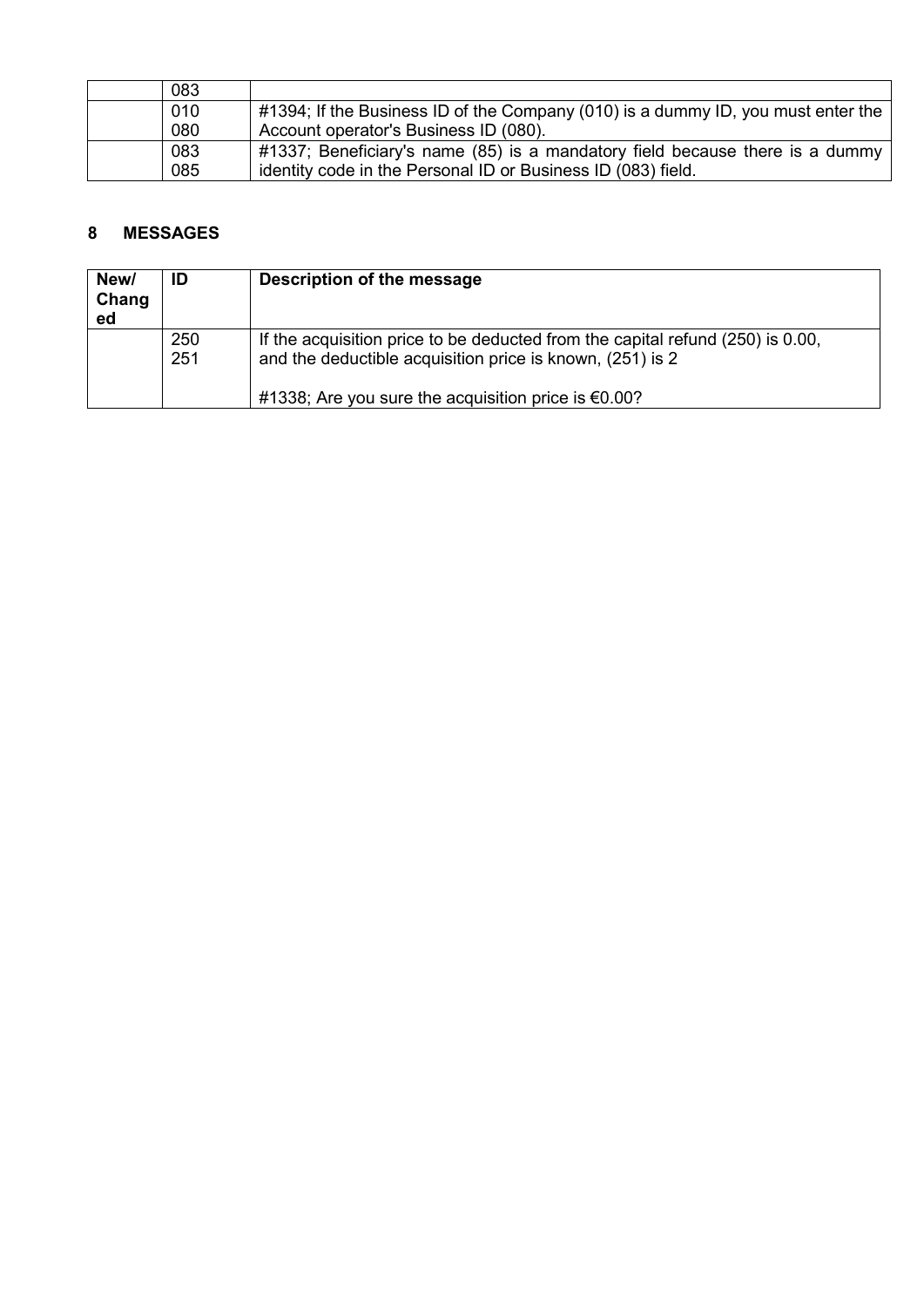| | | |
|---|---|---|
| | 083 | |
| | 010<br>080 | #1394; If the Business ID of the Company (010) is a dummy ID, you must enter the Account operator's Business ID (080). |
| | 083<br>085 | #1337; Beneficiary's name (85) is a mandatory field because there is a dummy identity code in the Personal ID or Business ID (083) field. |

## 8 MESSAGES

| New/ Changed | ID | Description of the message |
|---|---|---|
| | 250<br>251 | If the acquisition price to be deducted from the capital refund (250) is 0.00, and the deductible acquisition price is known, (251) is 2<br><br>#1338; Are you sure the acquisition price is €0.00? |